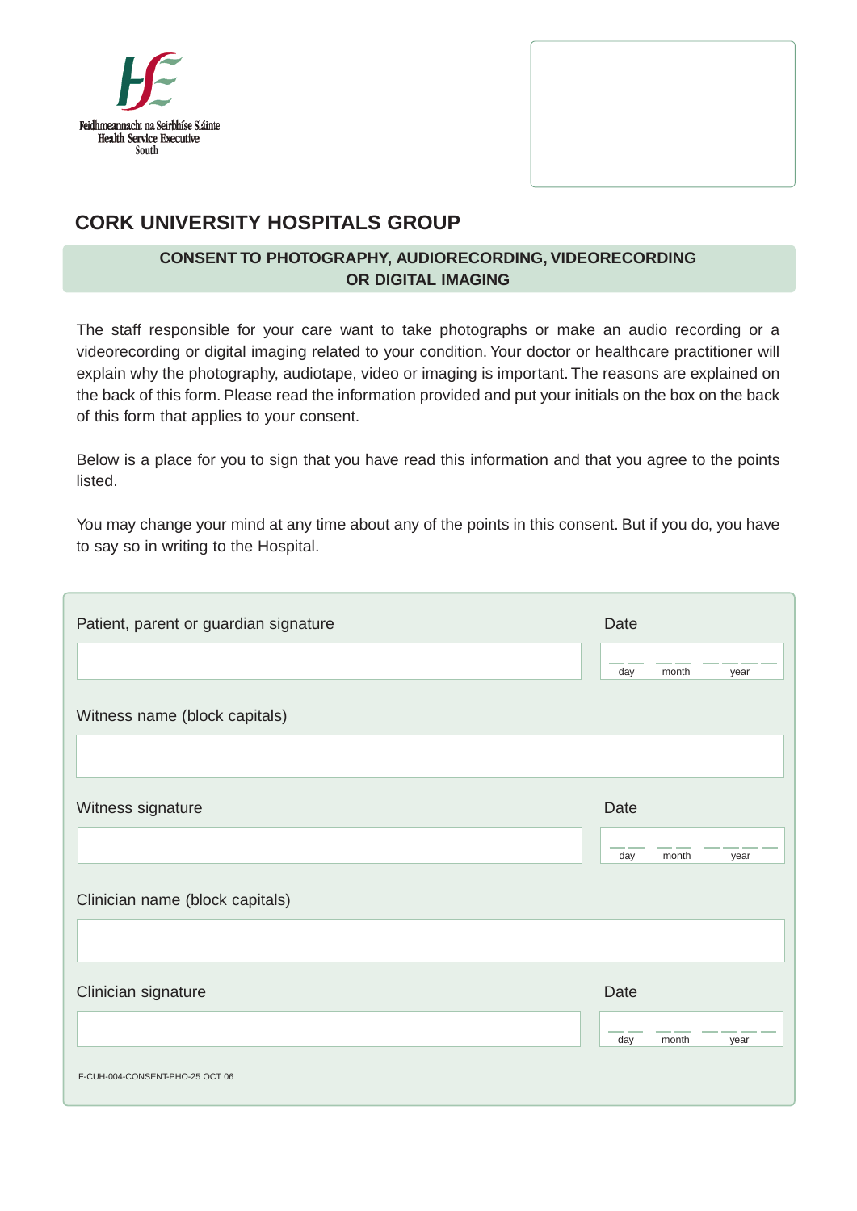Feidhmeannacht na Seirbhíse Sláinte
Health Service Executive
South

# CORK UNIVERSITY HOSPITALS GROUP

## CONSENT TO PHOTOGRAPHY, AUDIORECORDING, VIDEORECORDING OR DIGITAL IMAGING

The staff responsible for your care want to take photographs or make an audio recording or a videorecording or digital imaging related to your condition. Your doctor or healthcare practitioner will explain why the photography, audiotape, video or imaging is important. The reasons are explained on the back of this form. Please read the information provided and put your initials on the box on the back of this form that applies to your consent.

Below is a place for you to sign that you have read this information and that you agree to the points listed.

You may change your mind at any time about any of the points in this consent. But if you do, you have to say so in writing to the Hospital.

Patient, parent or guardian signature

Date

__ __ day __ __ month __ __ __ __ year

Witness name (block capitals)

Witness signature

Date

__ __ day __ __ month __ __ __ __ year

Clinician name (block capitals)

Clinician signature

Date

__ __ day __ __ month __ __ __ __ year

F-CUH-004-CONSENT-PHO-25 OCT 06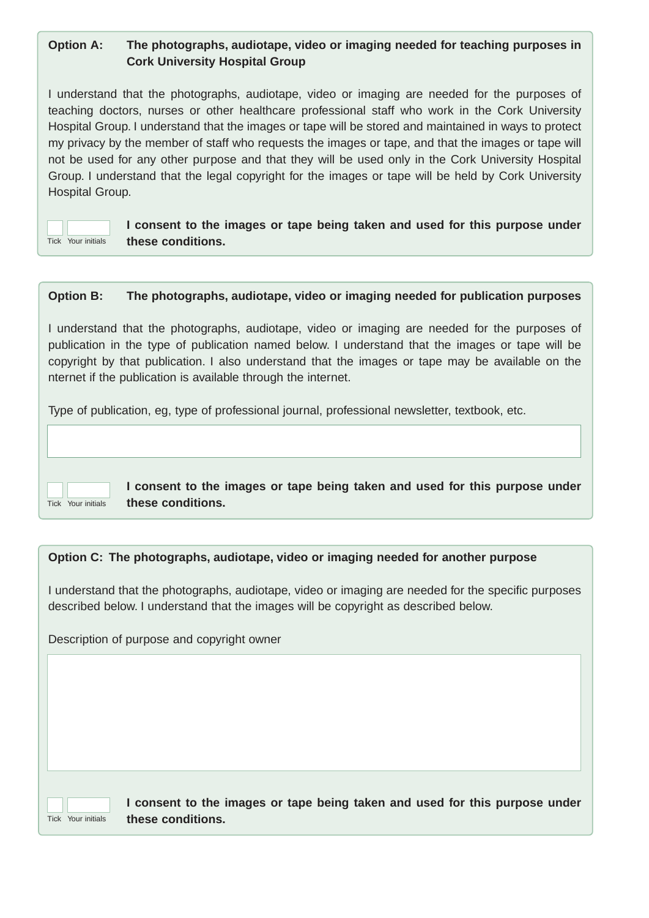**Option A: The photographs, audiotape, video or imaging needed for teaching purposes in Cork University Hospital Group**

I understand that the photographs, audiotape, video or imaging are needed for the purposes of teaching doctors, nurses or other healthcare professional staff who work in the Cork University Hospital Group. I understand that the images or tape will be stored and maintained in ways to protect my privacy by the member of staff who requests the images or tape, and that the images or tape will not be used for any other purpose and that they will be used only in the Cork University Hospital Group. I understand that the legal copyright for the images or tape will be held by Cork University Hospital Group.

Tick Your initials

**I consent to the images or tape being taken and used for this purpose under these conditions.**

**Option B: The photographs, audiotape, video or imaging needed for publication purposes**

I understand that the photographs, audiotape, video or imaging are needed for the purposes of publication in the type of publication named below. I understand that the images or tape will be copyright by that publication. I also understand that the images or tape may be available on the nternet if the publication is available through the internet.

Type of publication, eg, type of professional journal, professional newsletter, textbook, etc.

Tick Your initials

**I consent to the images or tape being taken and used for this purpose under these conditions.**

**Option C: The photographs, audiotape, video or imaging needed for another purpose**

I understand that the photographs, audiotape, video or imaging are needed for the specific purposes described below. I understand that the images will be copyright as described below.

Description of purpose and copyright owner

Tick Your initials

**I consent to the images or tape being taken and used for this purpose under these conditions.**